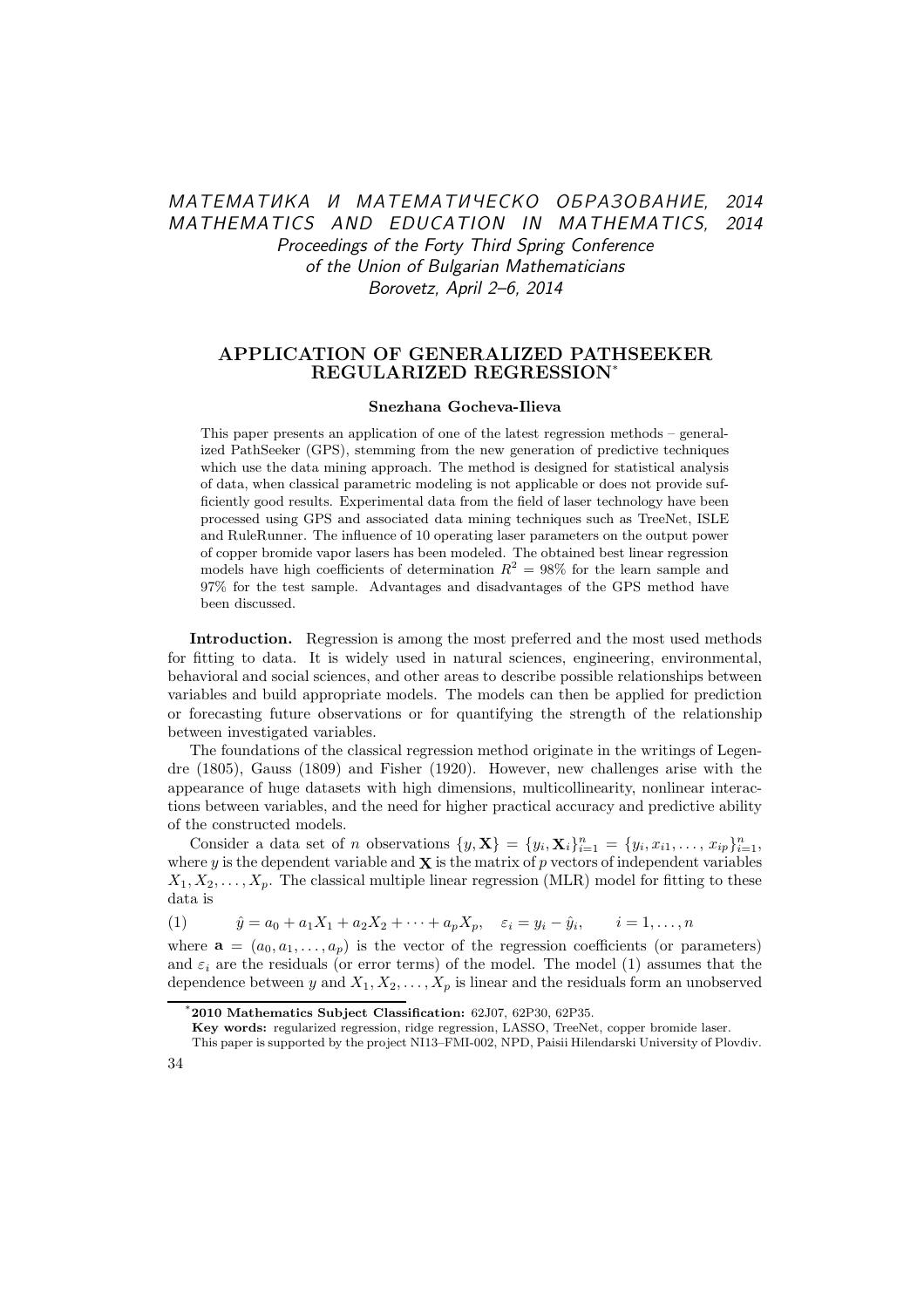МАТЕМАТИКА И МАТЕМАТИЧЕСКО ОБРАЗОВАНИЕ, 2014
MATHEMATICS AND EDUCATION IN MATHEMATICS, 2014
*Proceedings of the Forty Third Spring Conference of the Union of Bulgarian Mathematicians*
*Borovetz, April 2–6, 2014*

# APPLICATION OF GENERALIZED PATHSEEKER REGULARIZED REGRESSION*

**Snezhana Gocheva-Ilieva**

This paper presents an application of one of the latest regression methods – generalized PathSeeker (GPS), stemming from the new generation of predictive techniques which use the data mining approach. The method is designed for statistical analysis of data, when classical parametric modeling is not applicable or does not provide sufficiently good results. Experimental data from the field of laser technology have been processed using GPS and associated data mining techniques such as TreeNet, ISLE and RuleRunner. The influence of 10 operating laser parameters on the output power of copper bromide vapor lasers has been modeled. The obtained best linear regression models have high coefficients of determination $R^2 = 98\%$ for the learn sample and 97% for the test sample. Advantages and disadvantages of the GPS method have been discussed.

**Introduction.** Regression is among the most preferred and the most used methods for fitting to data. It is widely used in natural sciences, engineering, environmental, behavioral and social sciences, and other areas to describe possible relationships between variables and build appropriate models. The models can then be applied for prediction or forecasting future observations or for quantifying the strength of the relationship between investigated variables.

The foundations of the classical regression method originate in the writings of Legendre (1805), Gauss (1809) and Fisher (1920). However, new challenges arise with the appearance of huge datasets with high dimensions, multicollinearity, nonlinear interactions between variables, and the need for higher practical accuracy and predictive ability of the constructed models.

Consider a data set of $n$ observations $\{y, \mathbf{X}\} = \{y_i, \mathbf{X}_i\}_{i=1}^n = \{y_i, x_{i1}, \ldots, x_{ip}\}_{i=1}^n$, where $y$ is the dependent variable and $\mathbf{X}$ is the matrix of $p$ vectors of independent variables $X_1, X_2, \ldots, X_p$. The classical multiple linear regression (MLR) model for fitting to these data is

$$\hat{y} = a_0 + a_1 X_1 + a_2 X_2 + \cdots + a_p X_p, \quad \varepsilon_i = y_i - \hat{y}_i, \qquad i = 1, \ldots, n \tag{1}$$

where $\mathbf{a} = (a_0, a_1, \ldots, a_p)$ is the vector of the regression coefficients (or parameters) and $\varepsilon_i$ are the residuals (or error terms) of the model. The model (1) assumes that the dependence between $y$ and $X_1, X_2, \ldots, X_p$ is linear and the residuals form an unobserved

---

*​**2010 Mathematics Subject Classification:** 62J07, 62P30, 62P35.

**Key words:** regularized regression, ridge regression, LASSO, TreeNet, copper bromide laser.

This paper is supported by the project NI13–FMI-002, NPD, Paisii Hilendarski University of Plovdiv.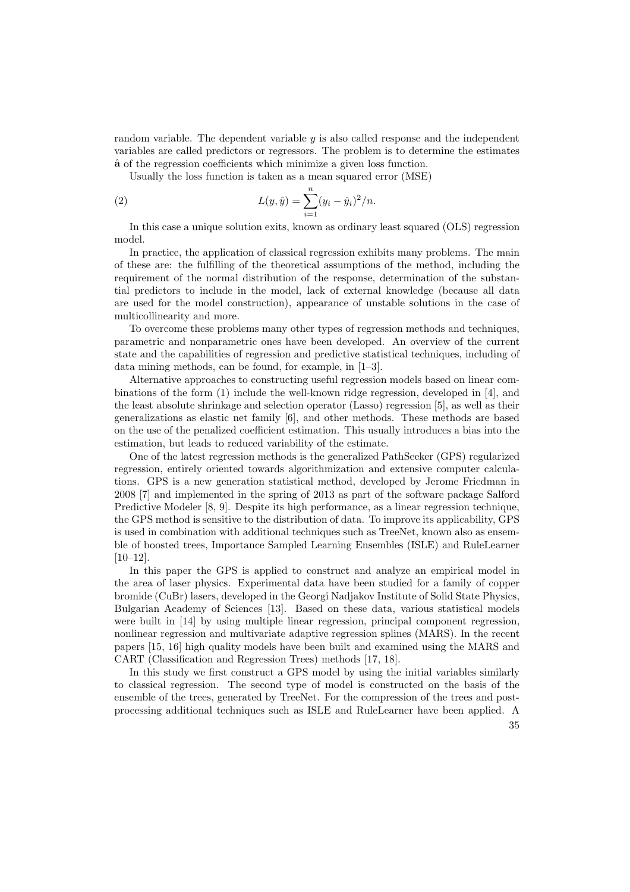random variable. The dependent variable $y$ is also called response and the independent variables are called predictors or regressors. The problem is to determine the estimates $\hat{\mathbf{a}}$ of the regression coefficients which minimize a given loss function.

Usually the loss function is taken as a mean squared error (MSE)

$$L(y, \hat{y}) = \sum_{i=1}^{n} (y_i - \hat{y}_i)^2 / n. \tag{2}$$

In this case a unique solution exits, known as ordinary least squared (OLS) regression model.

In practice, the application of classical regression exhibits many problems. The main of these are: the fulfilling of the theoretical assumptions of the method, including the requirement of the normal distribution of the response, determination of the substantial predictors to include in the model, lack of external knowledge (because all data are used for the model construction), appearance of unstable solutions in the case of multicollinearity and more.

To overcome these problems many other types of regression methods and techniques, parametric and nonparametric ones have been developed. An overview of the current state and the capabilities of regression and predictive statistical techniques, including of data mining methods, can be found, for example, in [1–3].

Alternative approaches to constructing useful regression models based on linear combinations of the form (1) include the well-known ridge regression, developed in [4], and the least absolute shrinkage and selection operator (Lasso) regression [5], as well as their generalizations as elastic net family [6], and other methods. These methods are based on the use of the penalized coefficient estimation. This usually introduces a bias into the estimation, but leads to reduced variability of the estimate.

One of the latest regression methods is the generalized PathSeeker (GPS) regularized regression, entirely oriented towards algorithmization and extensive computer calculations. GPS is a new generation statistical method, developed by Jerome Friedman in 2008 [7] and implemented in the spring of 2013 as part of the software package Salford Predictive Modeler [8, 9]. Despite its high performance, as a linear regression technique, the GPS method is sensitive to the distribution of data. To improve its applicability, GPS is used in combination with additional techniques such as TreeNet, known also as ensemble of boosted trees, Importance Sampled Learning Ensembles (ISLE) and RuleLearner [10–12].

In this paper the GPS is applied to construct and analyze an empirical model in the area of laser physics. Experimental data have been studied for a family of copper bromide (CuBr) lasers, developed in the Georgi Nadjakov Institute of Solid State Physics, Bulgarian Academy of Sciences [13]. Based on these data, various statistical models were built in [14] by using multiple linear regression, principal component regression, nonlinear regression and multivariate adaptive regression splines (MARS). In the recent papers [15, 16] high quality models have been built and examined using the MARS and CART (Classification and Regression Trees) methods [17, 18].

In this study we first construct a GPS model by using the initial variables similarly to classical regression. The second type of model is constructed on the basis of the ensemble of the trees, generated by TreeNet. For the compression of the trees and post-processing additional techniques such as ISLE and RuleLearner have been applied. A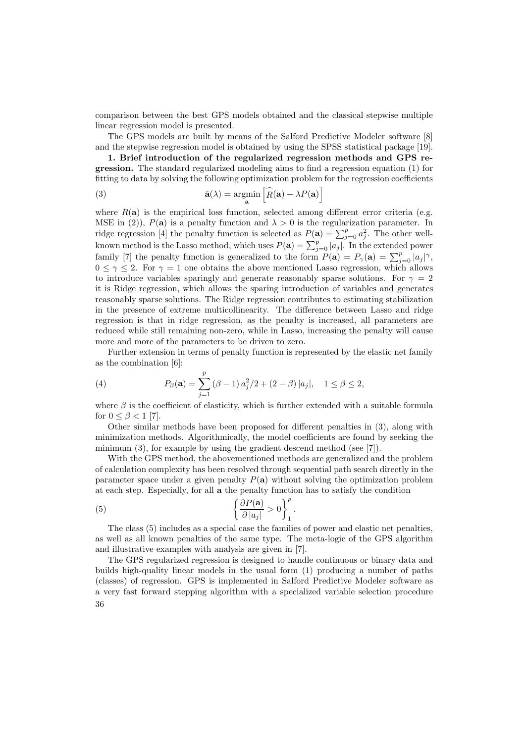comparison between the best GPS models obtained and the classical stepwise multiple linear regression model is presented.

The GPS models are built by means of the Salford Predictive Modeler software [8] and the stepwise regression model is obtained by using the SPSS statistical package [19].

**1. Brief introduction of the regularized regression methods and GPS regression.** The standard regularized modeling aims to find a regression equation (1) for fitting to data by solving the following optimization problem for the regression coefficients

$$\hat{\mathbf{a}}(\lambda) = \underset{\mathbf{a}}{\operatorname{argmin}} \left[ \widehat{R}(\mathbf{a}) + \lambda P(\mathbf{a}) \right] \tag{3}$$

where $R(\mathbf{a})$ is the empirical loss function, selected among different error criteria (e.g. MSE in (2)), $P(\mathbf{a})$ is a penalty function and $\lambda > 0$ is the regularization parameter. In ridge regression [4] the penalty function is selected as $P(\mathbf{a}) = \sum_{j=0}^{p} a_j^2$. The other well-known method is the Lasso method, which uses $P(\mathbf{a}) = \sum_{j=0}^{p} |a_j|$. In the extended power family [7] the penalty function is generalized to the form $P(\mathbf{a}) = P_\gamma(\mathbf{a}) = \sum_{j=0}^{p} |a_j|^\gamma$, $0 \leq \gamma \leq 2$. For $\gamma = 1$ one obtains the above mentioned Lasso regression, which allows to introduce variables sparingly and generate reasonably sparse solutions. For $\gamma = 2$ it is Ridge regression, which allows the sparing introduction of variables and generates reasonably sparse solutions. The Ridge regression contributes to estimating stabilization in the presence of extreme multicollinearity. The difference between Lasso and ridge regression is that in ridge regression, as the penalty is increased, all parameters are reduced while still remaining non-zero, while in Lasso, increasing the penalty will cause more and more of the parameters to be driven to zero.

Further extension in terms of penalty function is represented by the elastic net family as the combination [6]:

$$P_\beta(\mathbf{a}) = \sum_{j=1}^{p} (\beta - 1)\, a_j^2/2 + (2 - \beta)\, |a_j|, \quad 1 \leq \beta \leq 2, \tag{4}$$

where $\beta$ is the coefficient of elasticity, which is further extended with a suitable formula for $0 \leq \beta < 1$ [7].

Other similar methods have been proposed for different penalties in (3), along with minimization methods. Algorithmically, the model coefficients are found by seeking the minimum (3), for example by using the gradient descend method (see [7]).

With the GPS method, the abovementioned methods are generalized and the problem of calculation complexity has been resolved through sequential path search directly in the parameter space under a given penalty $P(\mathbf{a})$ without solving the optimization problem at each step. Especially, for all $\mathbf{a}$ the penalty function has to satisfy the condition

$$\left\{ \frac{\partial P(\mathbf{a})}{\partial\, |a_j|} > 0 \right\}_1^p . \tag{5}$$

The class (5) includes as a special case the families of power and elastic net penalties, as well as all known penalties of the same type. The meta-logic of the GPS algorithm and illustrative examples with analysis are given in [7].

The GPS regularized regression is designed to handle continuous or binary data and builds high-quality linear models in the usual form (1) producing a number of paths (classes) of regression. GPS is implemented in Salford Predictive Modeler software as a very fast forward stepping algorithm with a specialized variable selection procedure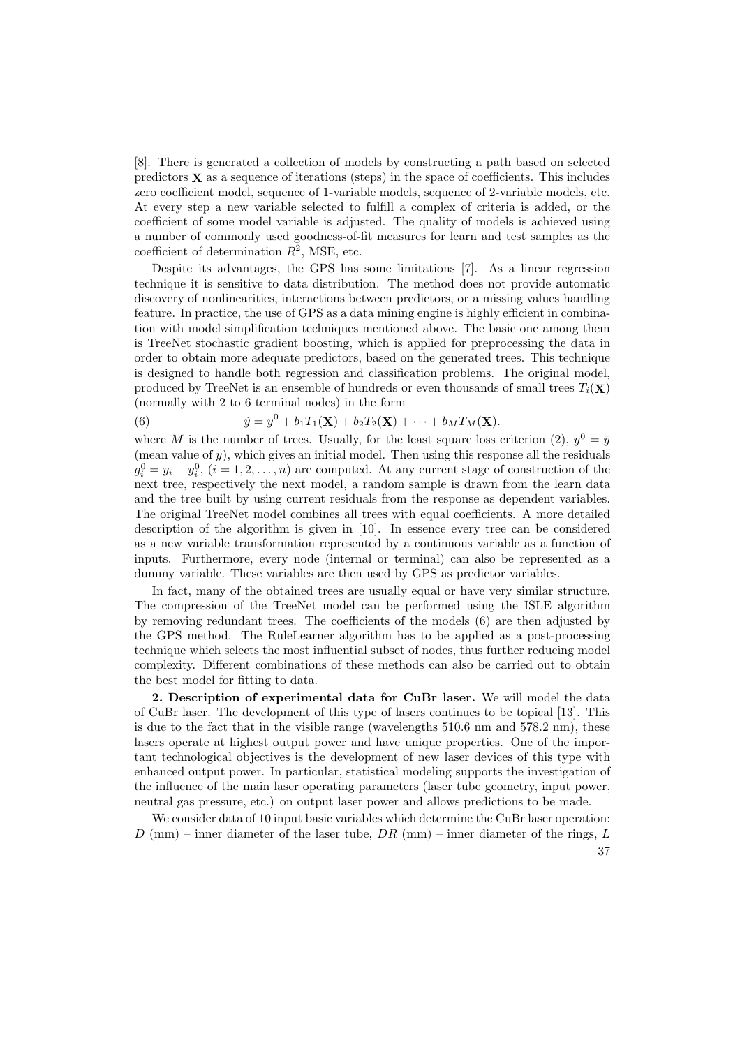[8]. There is generated a collection of models by constructing a path based on selected predictors $\mathbf{X}$ as a sequence of iterations (steps) in the space of coefficients. This includes zero coefficient model, sequence of 1-variable models, sequence of 2-variable models, etc. At every step a new variable selected to fulfill a complex of criteria is added, or the coefficient of some model variable is adjusted. The quality of models is achieved using a number of commonly used goodness-of-fit measures for learn and test samples as the coefficient of determination $R^2$, MSE, etc.

Despite its advantages, the GPS has some limitations [7]. As a linear regression technique it is sensitive to data distribution. The method does not provide automatic discovery of nonlinearities, interactions between predictors, or a missing values handling feature. In practice, the use of GPS as a data mining engine is highly efficient in combination with model simplification techniques mentioned above. The basic one among them is TreeNet stochastic gradient boosting, which is applied for preprocessing the data in order to obtain more adequate predictors, based on the generated trees. This technique is designed to handle both regression and classification problems. The original model, produced by TreeNet is an ensemble of hundreds or even thousands of small trees $T_i(\mathbf{X})$ (normally with 2 to 6 terminal nodes) in the form

$$\tilde{y} = y^0 + b_1 T_1(\mathbf{X}) + b_2 T_2(\mathbf{X}) + \cdots + b_M T_M(\mathbf{X}). \tag{6}$$

where $M$ is the number of trees. Usually, for the least square loss criterion (2), $y^0 = \bar{y}$ (mean value of $y$), which gives an initial model. Then using this response all the residuals $g_i^0 = y_i - y_i^0$, $(i = 1, 2, \ldots, n)$ are computed. At any current stage of construction of the next tree, respectively the next model, a random sample is drawn from the learn data and the tree built by using current residuals from the response as dependent variables. The original TreeNet model combines all trees with equal coefficients. A more detailed description of the algorithm is given in [10]. In essence every tree can be considered as a new variable transformation represented by a continuous variable as a function of inputs. Furthermore, every node (internal or terminal) can also be represented as a dummy variable. These variables are then used by GPS as predictor variables.

In fact, many of the obtained trees are usually equal or have very similar structure. The compression of the TreeNet model can be performed using the ISLE algorithm by removing redundant trees. The coefficients of the models (6) are then adjusted by the GPS method. The RuleLearner algorithm has to be applied as a post-processing technique which selects the most influential subset of nodes, thus further reducing model complexity. Different combinations of these methods can also be carried out to obtain the best model for fitting to data.

**2. Description of experimental data for CuBr laser.** We will model the data of CuBr laser. The development of this type of lasers continues to be topical [13]. This is due to the fact that in the visible range (wavelengths 510.6 nm and 578.2 nm), these lasers operate at highest output power and have unique properties. One of the important technological objectives is the development of new laser devices of this type with enhanced output power. In particular, statistical modeling supports the investigation of the influence of the main laser operating parameters (laser tube geometry, input power, neutral gas pressure, etc.) on output laser power and allows predictions to be made.

We consider data of 10 input basic variables which determine the CuBr laser operation: $D$ (mm) – inner diameter of the laser tube, $DR$ (mm) – inner diameter of the rings, $L$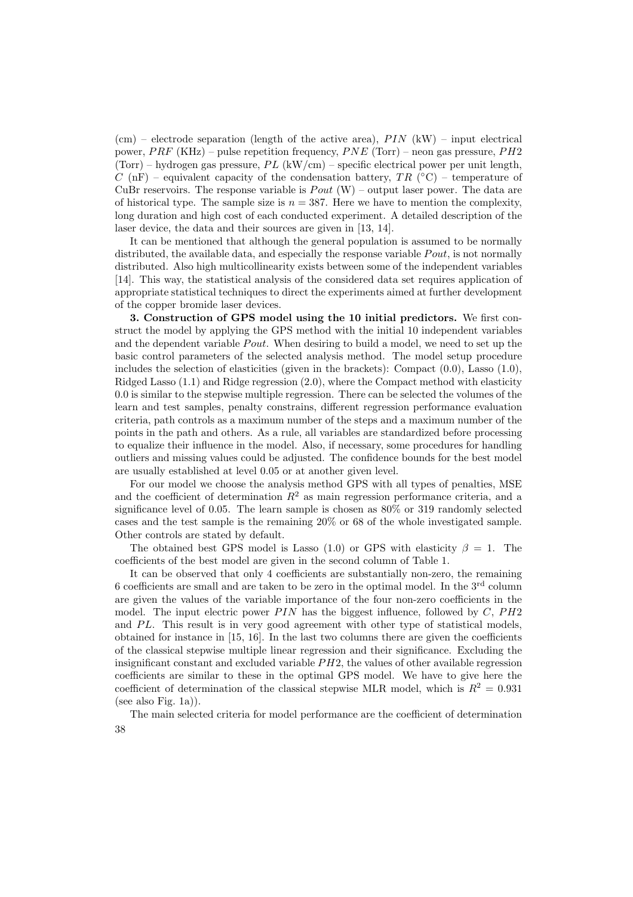(cm) – electrode separation (length of the active area), $PIN$ (kW) – input electrical power, $PRF$ (KHz) – pulse repetition frequency, $PNE$ (Torr) – neon gas pressure, $PH2$ (Torr) – hydrogen gas pressure, $PL$ (kW/cm) – specific electrical power per unit length, $C$ (nF) – equivalent capacity of the condensation battery, $TR$ (°C) – temperature of CuBr reservoirs. The response variable is $Pout$ (W) – output laser power. The data are of historical type. The sample size is $n = 387$. Here we have to mention the complexity, long duration and high cost of each conducted experiment. A detailed description of the laser device, the data and their sources are given in [13, 14].

It can be mentioned that although the general population is assumed to be normally distributed, the available data, and especially the response variable $Pout$, is not normally distributed. Also high multicollinearity exists between some of the independent variables [14]. This way, the statistical analysis of the considered data set requires application of appropriate statistical techniques to direct the experiments aimed at further development of the copper bromide laser devices.

**3. Construction of GPS model using the 10 initial predictors.** We first construct the model by applying the GPS method with the initial 10 independent variables and the dependent variable $Pout$. When desiring to build a model, we need to set up the basic control parameters of the selected analysis method. The model setup procedure includes the selection of elasticities (given in the brackets): Compact (0.0), Lasso (1.0), Ridged Lasso (1.1) and Ridge regression (2.0), where the Compact method with elasticity 0.0 is similar to the stepwise multiple regression. There can be selected the volumes of the learn and test samples, penalty constrains, different regression performance evaluation criteria, path controls as a maximum number of the steps and a maximum number of the points in the path and others. As a rule, all variables are standardized before processing to equalize their influence in the model. Also, if necessary, some procedures for handling outliers and missing values could be adjusted. The confidence bounds for the best model are usually established at level 0.05 or at another given level.

For our model we choose the analysis method GPS with all types of penalties, MSE and the coefficient of determination $R^2$ as main regression performance criteria, and a significance level of 0.05. The learn sample is chosen as 80% or 319 randomly selected cases and the test sample is the remaining 20% or 68 of the whole investigated sample. Other controls are stated by default.

The obtained best GPS model is Lasso (1.0) or GPS with elasticity $\beta = 1$. The coefficients of the best model are given in the second column of Table 1.

It can be observed that only 4 coefficients are substantially non-zero, the remaining 6 coefficients are small and are taken to be zero in the optimal model. In the 3rd column are given the values of the variable importance of the four non-zero coefficients in the model. The input electric power $PIN$ has the biggest influence, followed by $C$, $PH2$ and $PL$. This result is in very good agreement with other type of statistical models, obtained for instance in [15, 16]. In the last two columns there are given the coefficients of the classical stepwise multiple linear regression and their significance. Excluding the insignificant constant and excluded variable $PH2$, the values of other available regression coefficients are similar to these in the optimal GPS model. We have to give here the coefficient of determination of the classical stepwise MLR model, which is $R^2 = 0.931$ (see also Fig. 1a)).

The main selected criteria for model performance are the coefficient of determination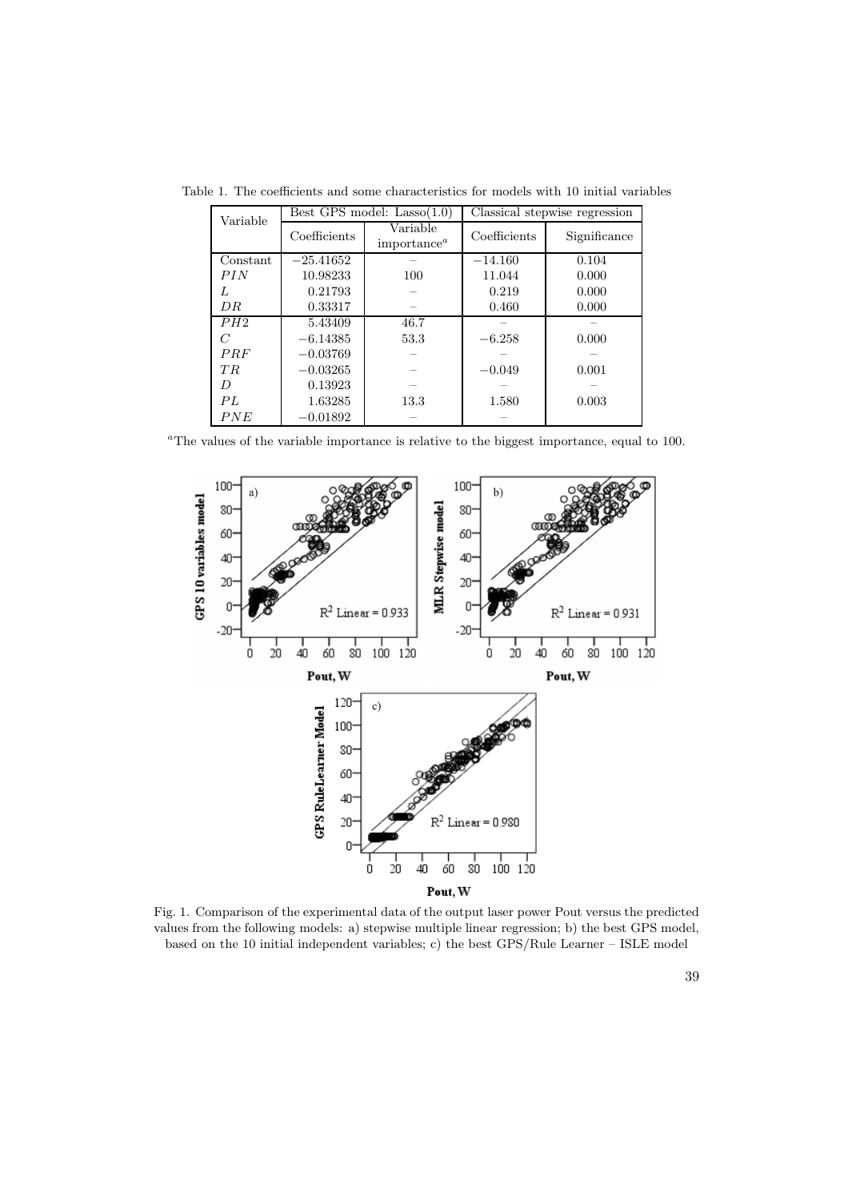Table 1. The coefficients and some characteristics for models with 10 initial variables

| Variable | Best GPS model: Lasso(1.0) | | Classical stepwise regression | |
|---|---|---|---|---|
| | Coefficients | Variable importance[a] | Coefficients | Significance |
| Constant | −25.41652 | – | −14.160 | 0.104 |
| $PIN$ | 10.98233 | 100 | 11.044 | 0.000 |
| $L$ | 0.21793 | – | 0.219 | 0.000 |
| $DR$ | 0.33317 | – | 0.460 | 0.000 |
| $PH2$ | 5.43409 | 46.7 | – | – |
| $C$ | −6.14385 | 53.3 | −6.258 | 0.000 |
| $PRF$ | −0.03769 | – | – | – |
| $TR$ | −0.03265 | – | −0.049 | 0.001 |
| $D$ | 0.13923 | – | – | – |
| $PL$ | 1.63285 | 13.3 | 1.580 | 0.003 |
| $PNE$ | −0.01892 | – | – | |

[a]The values of the variable importance is relative to the biggest importance, equal to 100.

Fig. 1. Comparison of the experimental data of the output laser power Pout versus the predicted values from the following models: a) stepwise multiple linear regression; b) the best GPS model, based on the 10 initial independent variables; c) the best GPS/Rule Learner – ISLE model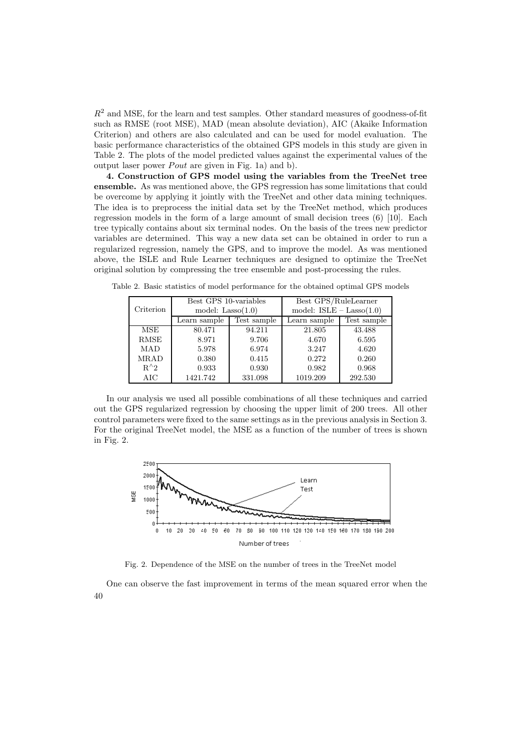$R^2$ and MSE, for the learn and test samples. Other standard measures of goodness-of-fit such as RMSE (root MSE), MAD (mean absolute deviation), AIC (Akaike Information Criterion) and others are also calculated and can be used for model evaluation. The basic performance characteristics of the obtained GPS models in this study are given in Table 2. The plots of the model predicted values against the experimental values of the output laser power *Pout* are given in Fig. 1a) and b).

**4. Construction of GPS model using the variables from the TreeNet tree ensemble.** As was mentioned above, the GPS regression has some limitations that could be overcome by applying it jointly with the TreeNet and other data mining techniques. The idea is to preprocess the initial data set by the TreeNet method, which produces regression models in the form of a large amount of small decision trees (6) [10]. Each tree typically contains about six terminal nodes. On the basis of the trees new predictor variables are determined. This way a new data set can be obtained in order to run a regularized regression, namely the GPS, and to improve the model. As was mentioned above, the ISLE and Rule Learner techniques are designed to optimize the TreeNet original solution by compressing the tree ensemble and post-processing the rules.

Table 2. Basic statistics of model performance for the obtained optimal GPS models

| Criterion | Best GPS 10-variables model: Lasso(1.0) | | Best GPS/RuleLearner model: ISLE – Lasso(1.0) | |
|---|---|---|---|---|
| | Learn sample | Test sample | Learn sample | Test sample |
| MSE | 80.471 | 94.211 | 21.805 | 43.488 |
| RMSE | 8.971 | 9.706 | 4.670 | 6.595 |
| MAD | 5.978 | 6.974 | 3.247 | 4.620 |
| MRAD | 0.380 | 0.415 | 0.272 | 0.260 |
| R^2 | 0.933 | 0.930 | 0.982 | 0.968 |
| AIC | 1421.742 | 331.098 | 1019.209 | 292.530 |

In our analysis we used all possible combinations of all these techniques and carried out the GPS regularized regression by choosing the upper limit of 200 trees. All other control parameters were fixed to the same settings as in the previous analysis in Section 3. For the original TreeNet model, the MSE as a function of the number of trees is shown in Fig. 2.

Fig. 2. Dependence of the MSE on the number of trees in the TreeNet model

One can observe the fast improvement in terms of the mean squared error when the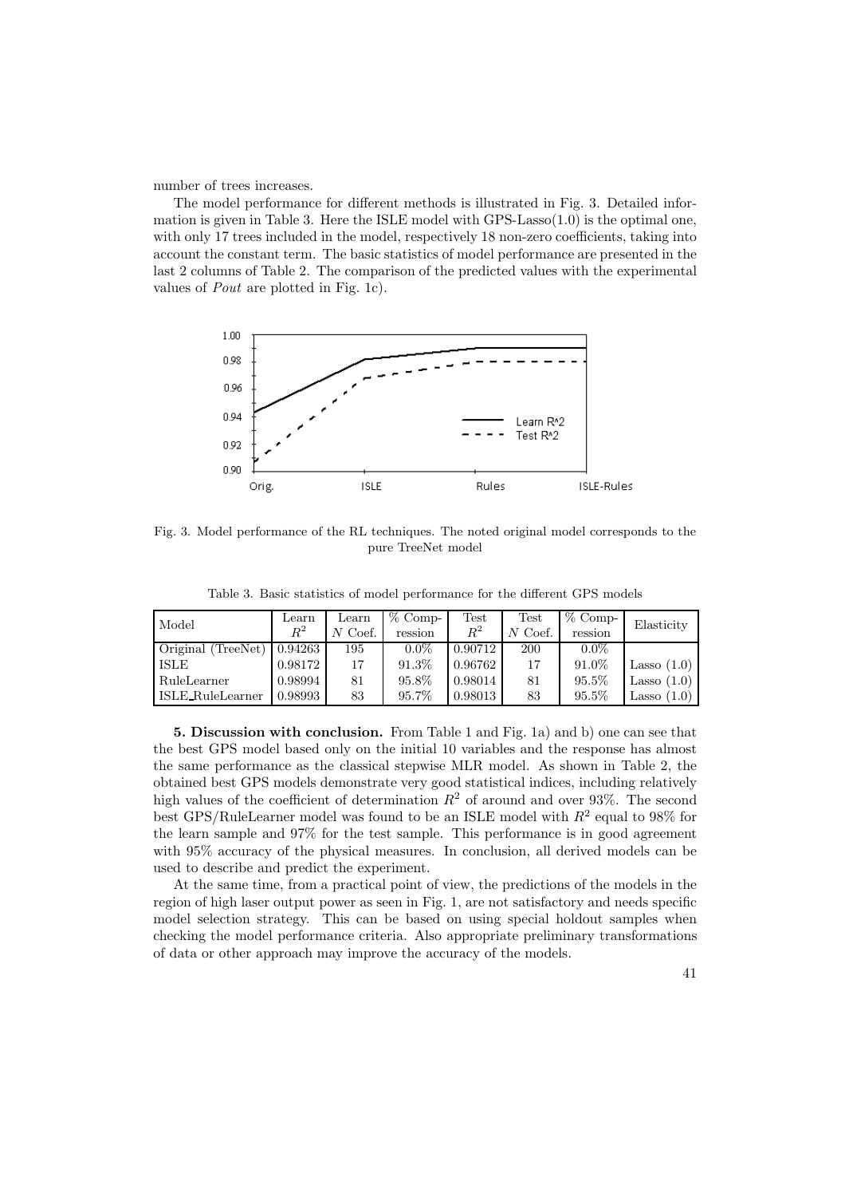number of trees increases.

The model performance for different methods is illustrated in Fig. 3. Detailed information is given in Table 3. Here the ISLE model with GPS-Lasso(1.0) is the optimal one, with only 17 trees included in the model, respectively 18 non-zero coefficients, taking into account the constant term. The basic statistics of model performance are presented in the last 2 columns of Table 2. The comparison of the predicted values with the experimental values of *Pout* are plotted in Fig. 1c).

Fig. 3. Model performance of the RL techniques. The noted original model corresponds to the pure TreeNet model

Table 3. Basic statistics of model performance for the different GPS models

| Model | Learn $R^2$ | Learn $N$ Coef. | % Compression | Test $R^2$ | Test $N$ Coef. | % Compression | Elasticity |
|---|---|---|---|---|---|---|---|
| Original (TreeNet) | 0.94263 | 195 | 0.0% | 0.90712 | 200 | 0.0% | |
| ISLE | 0.98172 | 17 | 91.3% | 0.96762 | 17 | 91.0% | Lasso (1.0) |
| RuleLearner | 0.98994 | 81 | 95.8% | 0.98014 | 81 | 95.5% | Lasso (1.0) |
| ISLE_RuleLearner | 0.98993 | 83 | 95.7% | 0.98013 | 83 | 95.5% | Lasso (1.0) |

**5. Discussion with conclusion.** From Table 1 and Fig. 1a) and b) one can see that the best GPS model based only on the initial 10 variables and the response has almost the same performance as the classical stepwise MLR model. As shown in Table 2, the obtained best GPS models demonstrate very good statistical indices, including relatively high values of the coefficient of determination $R^2$ of around and over 93%. The second best GPS/RuleLearner model was found to be an ISLE model with $R^2$ equal to 98% for the learn sample and 97% for the test sample. This performance is in good agreement with 95% accuracy of the physical measures. In conclusion, all derived models can be used to describe and predict the experiment.

At the same time, from a practical point of view, the predictions of the models in the region of high laser output power as seen in Fig. 1, are not satisfactory and needs specific model selection strategy. This can be based on using special holdout samples when checking the model performance criteria. Also appropriate preliminary transformations of data or other approach may improve the accuracy of the models.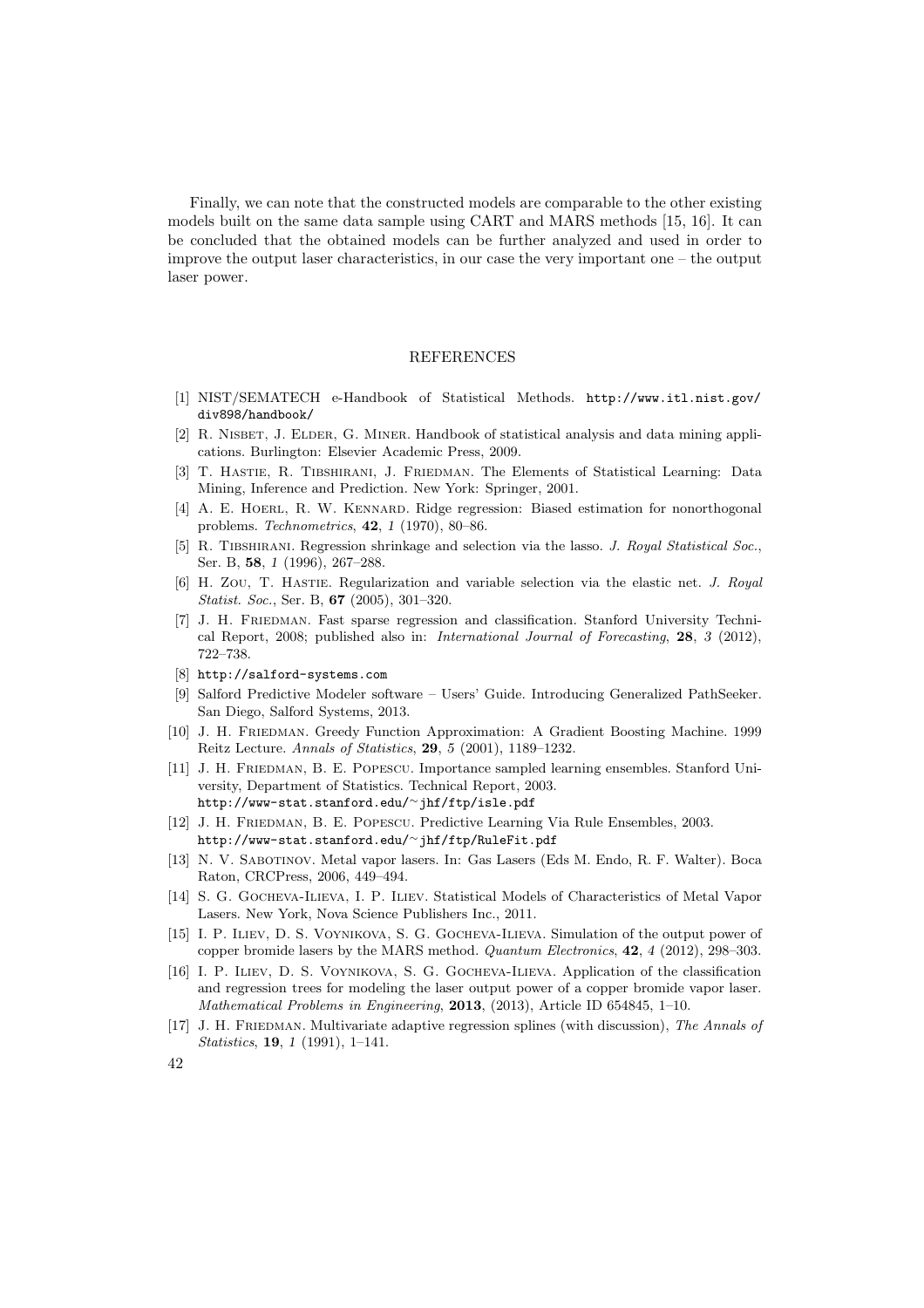Finally, we can note that the constructed models are comparable to the other existing models built on the same data sample using CART and MARS methods [15, 16]. It can be concluded that the obtained models can be further analyzed and used in order to improve the output laser characteristics, in our case the very important one – the output laser power.

## REFERENCES

[1] NIST/SEMATECH e-Handbook of Statistical Methods. http://www.itl.nist.gov/div898/handbook/

[2] R. Nisbet, J. Elder, G. Miner. Handbook of statistical analysis and data mining applications. Burlington: Elsevier Academic Press, 2009.

[3] T. Hastie, R. Tibshirani, J. Friedman. The Elements of Statistical Learning: Data Mining, Inference and Prediction. New York: Springer, 2001.

[4] A. E. Hoerl, R. W. Kennard. Ridge regression: Biased estimation for nonorthogonal problems. *Technometrics*, **42**, *1* (1970), 80–86.

[5] R. Tibshirani. Regression shrinkage and selection via the lasso. *J. Royal Statistical Soc.*, Ser. B, **58**, *1* (1996), 267–288.

[6] H. Zou, T. Hastie. Regularization and variable selection via the elastic net. *J. Royal Statist. Soc.*, Ser. B, **67** (2005), 301–320.

[7] J. H. Friedman. Fast sparse regression and classification. Stanford University Technical Report, 2008; published also in: *International Journal of Forecasting*, **28**, *3* (2012), 722–738.

[8] http://salford-systems.com

[9] Salford Predictive Modeler software – Users' Guide. Introducing Generalized PathSeeker. San Diego, Salford Systems, 2013.

[10] J. H. Friedman. Greedy Function Approximation: A Gradient Boosting Machine. 1999 Reitz Lecture. *Annals of Statistics*, **29**, *5* (2001), 1189–1232.

[11] J. H. Friedman, B. E. Popescu. Importance sampled learning ensembles. Stanford University, Department of Statistics. Technical Report, 2003. http://www-stat.stanford.edu/~jhf/ftp/isle.pdf

[12] J. H. Friedman, B. E. Popescu. Predictive Learning Via Rule Ensembles, 2003. http://www-stat.stanford.edu/~jhf/ftp/RuleFit.pdf

[13] N. V. Sabotinov. Metal vapor lasers. In: Gas Lasers (Eds M. Endo, R. F. Walter). Boca Raton, CRCPress, 2006, 449–494.

[14] S. G. Gocheva-Ilieva, I. P. Iliev. Statistical Models of Characteristics of Metal Vapor Lasers. New York, Nova Science Publishers Inc., 2011.

[15] I. P. Iliev, D. S. Voynikova, S. G. Gocheva-Ilieva. Simulation of the output power of copper bromide lasers by the MARS method. *Quantum Electronics*, **42**, *4* (2012), 298–303.

[16] I. P. Iliev, D. S. Voynikova, S. G. Gocheva-Ilieva. Application of the classification and regression trees for modeling the laser output power of a copper bromide vapor laser. *Mathematical Problems in Engineering*, **2013**, (2013), Article ID 654845, 1–10.

[17] J. H. Friedman. Multivariate adaptive regression splines (with discussion), *The Annals of Statistics*, **19**, *1* (1991), 1–141.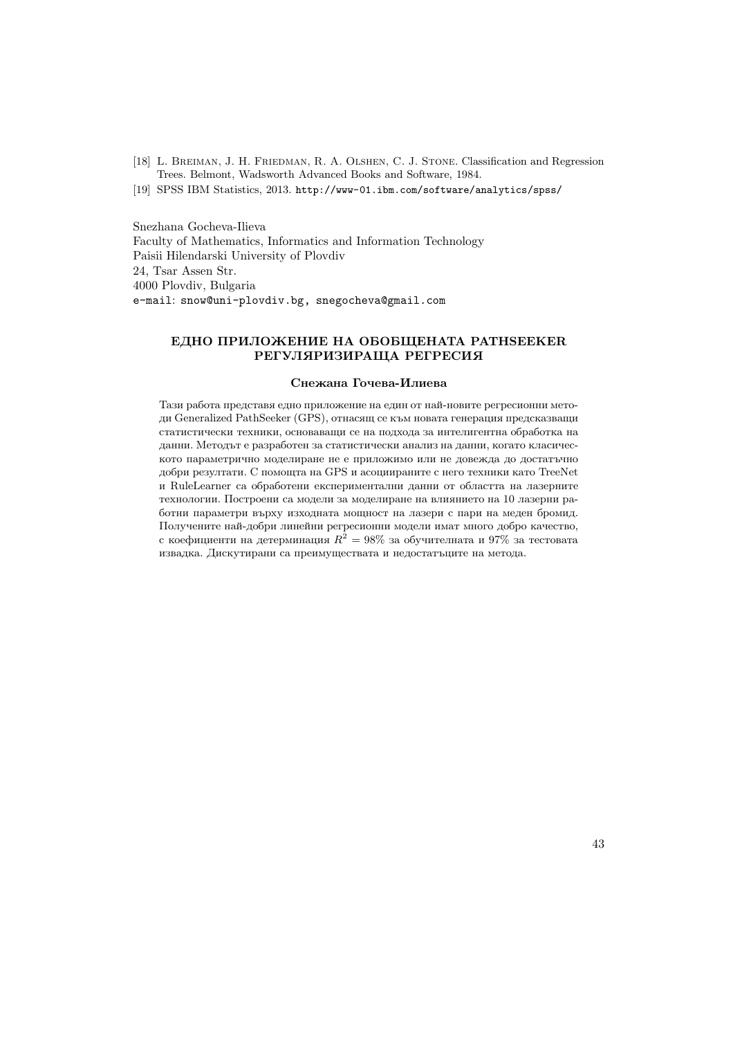[18] L. Breiman, J. H. Friedman, R. A. Olshen, C. J. Stone. Classification and Regression Trees. Belmont, Wadsworth Advanced Books and Software, 1984.

[19] SPSS IBM Statistics, 2013. http://www-01.ibm.com/software/analytics/spss/

Snezhana Gocheva-Ilieva
Faculty of Mathematics, Informatics and Information Technology
Paisii Hilendarski University of Plovdiv
24, Tsar Assen Str.
4000 Plovdiv, Bulgaria
e-mail: snow@uni-plovdiv.bg, snegocheva@gmail.com

## ЕДНО ПРИЛОЖЕНИЕ НА ОБОБЩЕНАТА PATHSEEKER РЕГУЛЯРИЗИРАЩА РЕГРЕСИЯ

**Снежана Гочева-Илиева**

Тази работа представя едно приложение на един от най-новите регресионни методи Generalized PathSeeker (GPS), отнасящ се към новата генерация предсказващи статистически техники, основаващи се на подхода за интелигентна обработка на данни. Методът е разработен за статистически анализ на данни, когато класическото параметрично моделиране не е приложимо или не довежда до достатъчно добри резултати. С помощта на GPS и асоциираните с него техники като TreeNet и RuleLearner са обработени експериментални данни от областта на лазерните технологии. Построени са модели за моделиране на влиянието на 10 лазерни работни параметри върху изходната мощност на лазери с пари на меден бромид. Получените най-добри линейни регресионни модели имат много добро качество, с коефициенти на детерминация $R^2 = 98\%$ за обучителната и 97% за тестовата извадка. Дискутирани са преимуществата и недостатъците на метода.